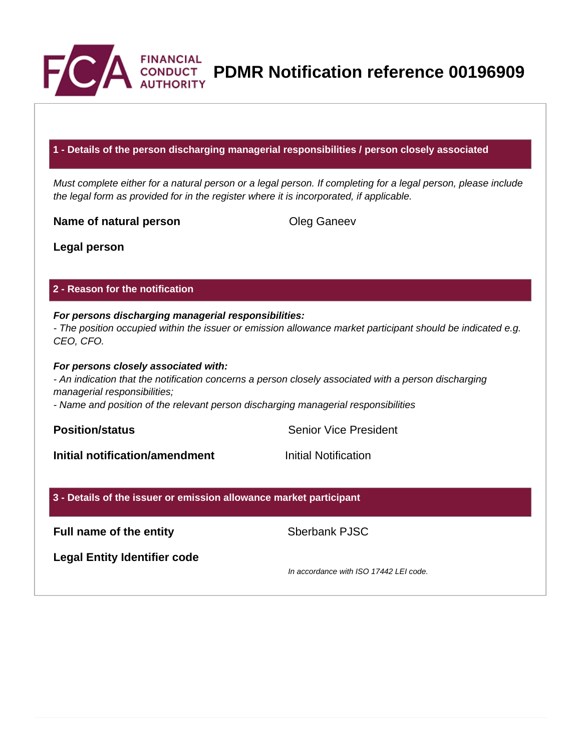# PDMR Notification reference 00196909

## 1 - Details of the person discharging managerial responsibilities / person closely associated

*Must complete either for a natural person or a legal person. If completing for a legal person, please include the legal form as provided for in the register where it is incorporated, if applicable.*

| | |
|---|---|
| **Name of natural person** | Oleg Ganeev |
| **Legal person** | |

## 2 - Reason for the notification

***For persons discharging managerial responsibilities:***
*- The position occupied within the issuer or emission allowance market participant should be indicated e.g. CEO, CFO.*

***For persons closely associated with:***
*- An indication that the notification concerns a person closely associated with a person discharging managerial responsibilities;*
*- Name and position of the relevant person discharging managerial responsibilities*

| | |
|---|---|
| **Position/status** | Senior Vice President |
| **Initial notification/amendment** | Initial Notification |

## 3 - Details of the issuer or emission allowance market participant

| | |
|---|---|
| **Full name of the entity** | Sberbank PJSC |
| **Legal Entity Identifier code** | *In accordance with ISO 17442 LEI code.* |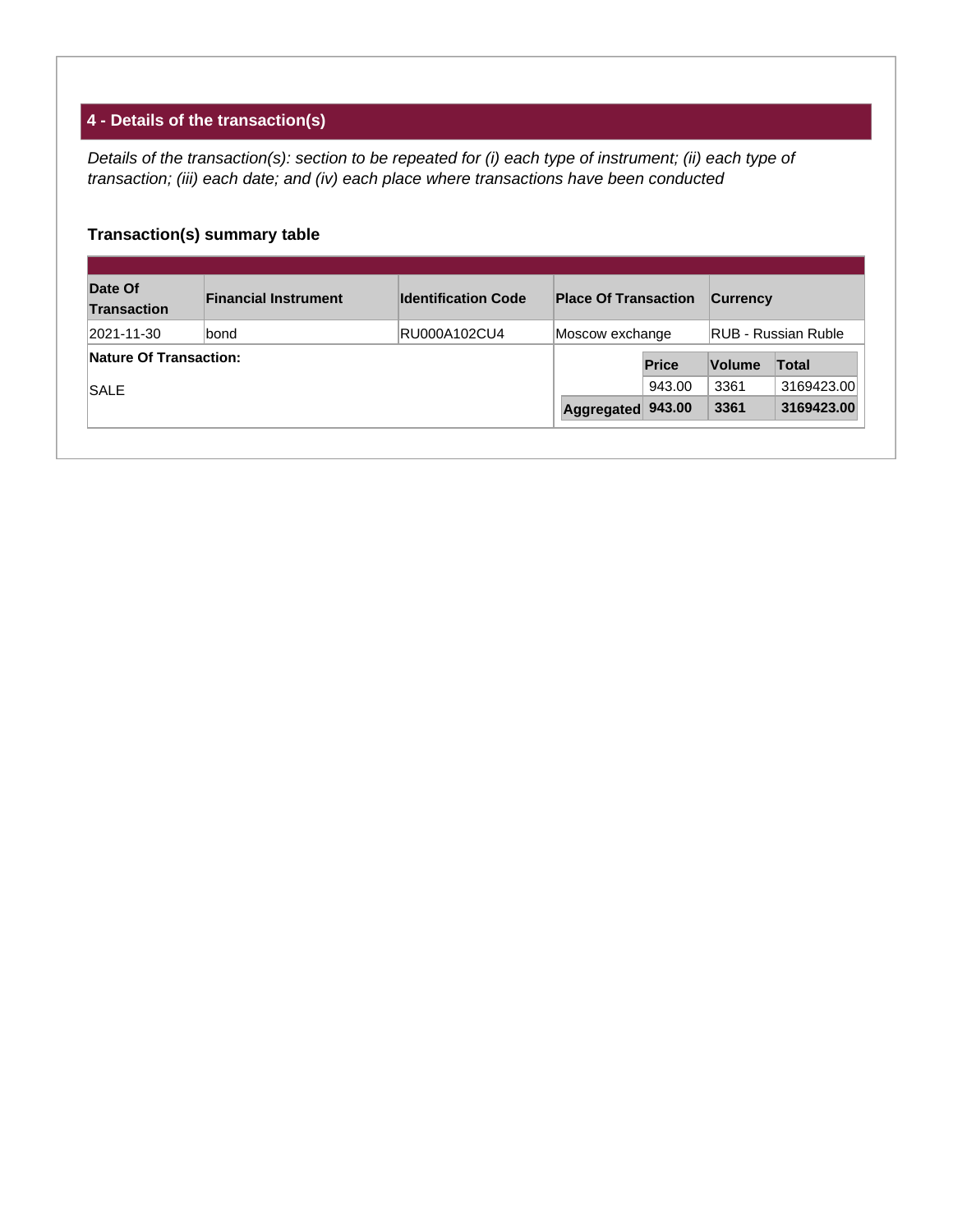## 4 - Details of the transaction(s)

*Details of the transaction(s): section to be repeated for (i) each type of instrument; (ii) each type of transaction; (iii) each date; and (iv) each place where transactions have been conducted*

### Transaction(s) summary table

| Date Of Transaction | Financial Instrument | Identification Code | Place Of Transaction | Currency |
|---|---|---|---|---|
| 2021-11-30 | bond | RU000A102CU4 | Moscow exchange | RUB - Russian Ruble |

**Nature Of Transaction:**

SALE

| | Price | Volume | Total |
|---|---|---|---|
| | 943.00 | 3361 | 3169423.00 |
| **Aggregated** | **943.00** | **3361** | **3169423.00** |